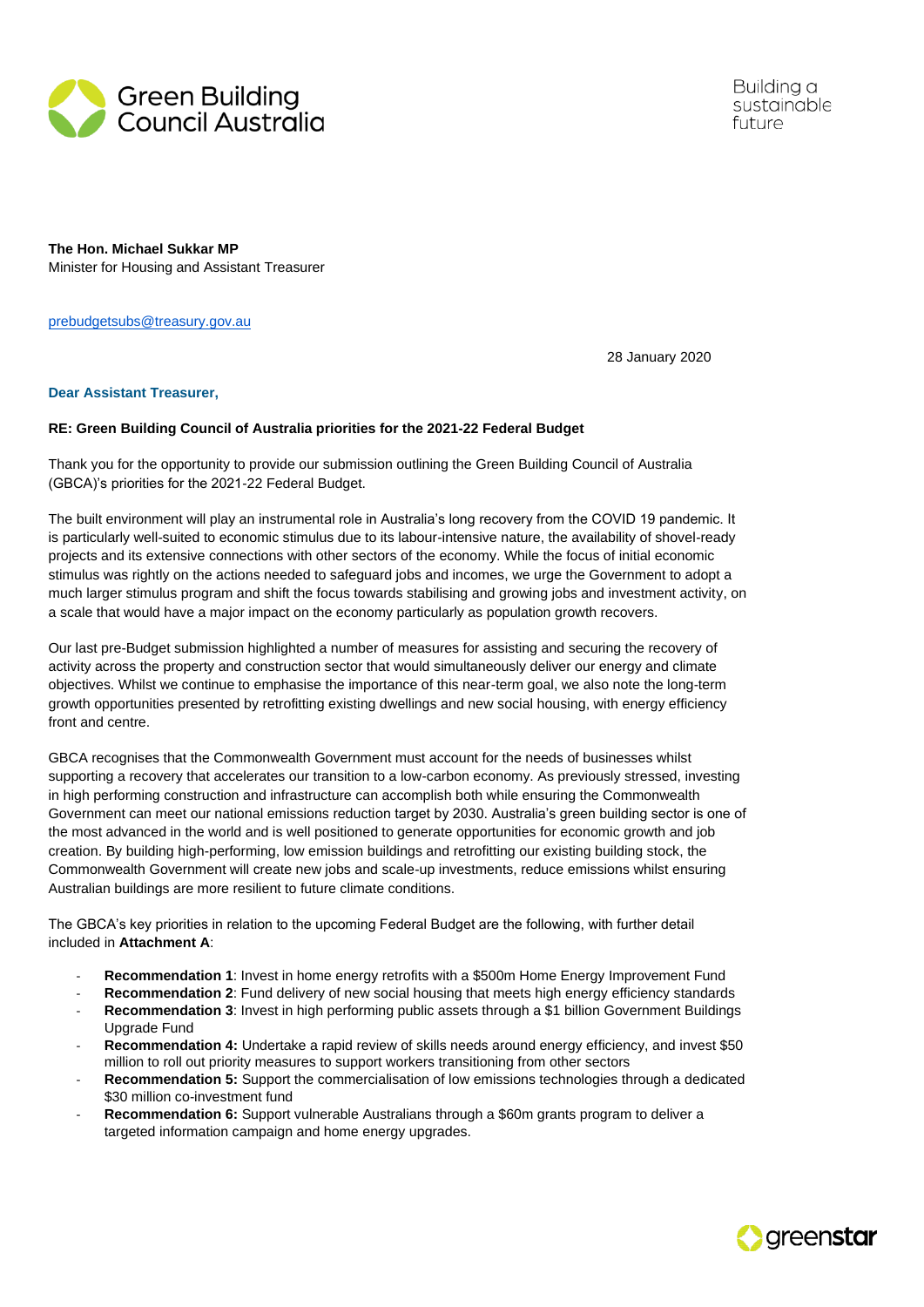Green Building Council Australia

Building a sustainable future

**The Hon. Michael Sukkar MP**
Minister for Housing and Assistant Treasurer

prebudgetsubs@treasury.gov.au

28 January 2020

**Dear Assistant Treasurer,**

**RE: Green Building Council of Australia priorities for the 2021-22 Federal Budget**

Thank you for the opportunity to provide our submission outlining the Green Building Council of Australia (GBCA)'s priorities for the 2021-22 Federal Budget.

The built environment will play an instrumental role in Australia's long recovery from the COVID 19 pandemic. It is particularly well-suited to economic stimulus due to its labour-intensive nature, the availability of shovel-ready projects and its extensive connections with other sectors of the economy. While the focus of initial economic stimulus was rightly on the actions needed to safeguard jobs and incomes, we urge the Government to adopt a much larger stimulus program and shift the focus towards stabilising and growing jobs and investment activity, on a scale that would have a major impact on the economy particularly as population growth recovers.

Our last pre-Budget submission highlighted a number of measures for assisting and securing the recovery of activity across the property and construction sector that would simultaneously deliver our energy and climate objectives. Whilst we continue to emphasise the importance of this near-term goal, we also note the long-term growth opportunities presented by retrofitting existing dwellings and new social housing, with energy efficiency front and centre.

GBCA recognises that the Commonwealth Government must account for the needs of businesses whilst supporting a recovery that accelerates our transition to a low-carbon economy. As previously stressed, investing in high performing construction and infrastructure can accomplish both while ensuring the Commonwealth Government can meet our national emissions reduction target by 2030. Australia's green building sector is one of the most advanced in the world and is well positioned to generate opportunities for economic growth and job creation. By building high-performing, low emission buildings and retrofitting our existing building stock, the Commonwealth Government will create new jobs and scale-up investments, reduce emissions whilst ensuring Australian buildings are more resilient to future climate conditions.

The GBCA's key priorities in relation to the upcoming Federal Budget are the following, with further detail included in **Attachment A**:

- **Recommendation 1**: Invest in home energy retrofits with a $500m Home Energy Improvement Fund
- **Recommendation 2**: Fund delivery of new social housing that meets high energy efficiency standards
- **Recommendation 3**: Invest in high performing public assets through a $1 billion Government Buildings Upgrade Fund
- **Recommendation 4:** Undertake a rapid review of skills needs around energy efficiency, and invest $50 million to roll out priority measures to support workers transitioning from other sectors
- **Recommendation 5:** Support the commercialisation of low emissions technologies through a dedicated $30 million co-investment fund
- **Recommendation 6:** Support vulnerable Australians through a $60m grants program to deliver a targeted information campaign and home energy upgrades.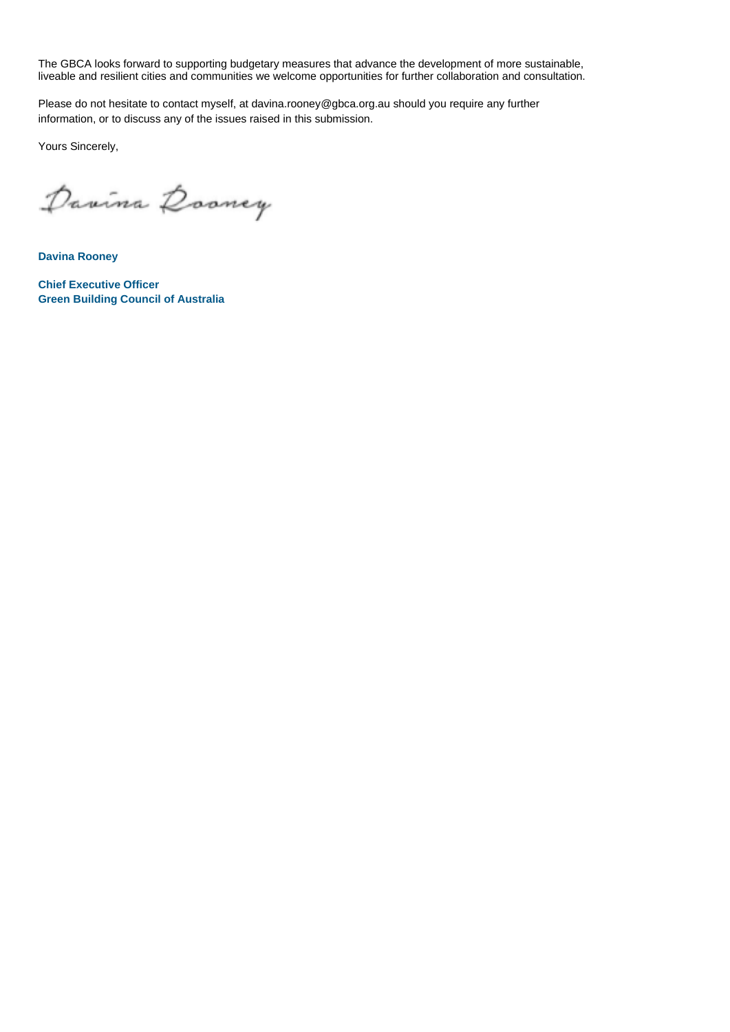The GBCA looks forward to supporting budgetary measures that advance the development of more sustainable, liveable and resilient cities and communities we welcome opportunities for further collaboration and consultation.

Please do not hesitate to contact myself, at davina.rooney@gbca.org.au should you require any further information, or to discuss any of the issues raised in this submission.

Yours Sincerely,

Davina Rooney

**Davina Rooney**

**Chief Executive Officer**
**Green Building Council of Australia**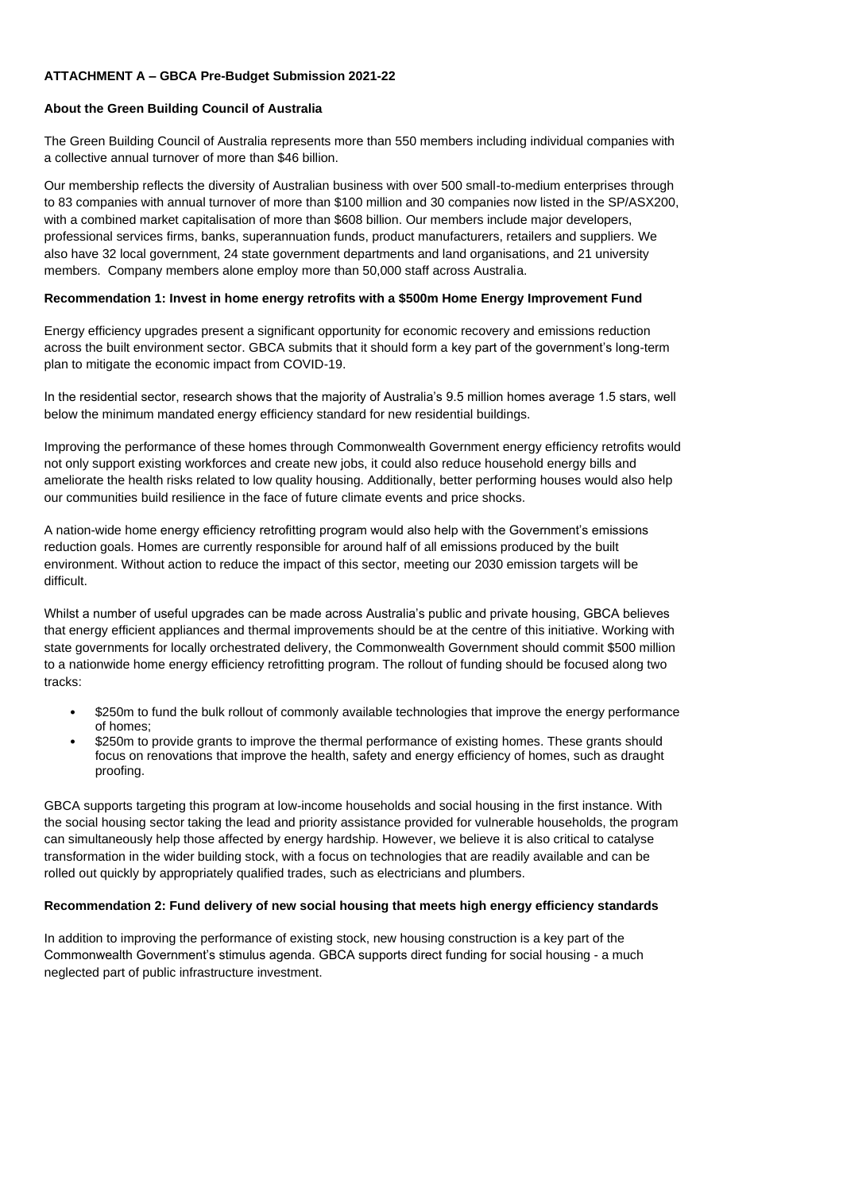**ATTACHMENT A – GBCA Pre-Budget Submission 2021-22**

**About the Green Building Council of Australia**

The Green Building Council of Australia represents more than 550 members including individual companies with a collective annual turnover of more than $46 billion.

Our membership reflects the diversity of Australian business with over 500 small-to-medium enterprises through to 83 companies with annual turnover of more than $100 million and 30 companies now listed in the SP/ASX200, with a combined market capitalisation of more than $608 billion. Our members include major developers, professional services firms, banks, superannuation funds, product manufacturers, retailers and suppliers. We also have 32 local government, 24 state government departments and land organisations, and 21 university members. Company members alone employ more than 50,000 staff across Australia.

**Recommendation 1: Invest in home energy retrofits with a $500m Home Energy Improvement Fund**

Energy efficiency upgrades present a significant opportunity for economic recovery and emissions reduction across the built environment sector. GBCA submits that it should form a key part of the government's long-term plan to mitigate the economic impact from COVID-19.

In the residential sector, research shows that the majority of Australia's 9.5 million homes average 1.5 stars, well below the minimum mandated energy efficiency standard for new residential buildings.

Improving the performance of these homes through Commonwealth Government energy efficiency retrofits would not only support existing workforces and create new jobs, it could also reduce household energy bills and ameliorate the health risks related to low quality housing. Additionally, better performing houses would also help our communities build resilience in the face of future climate events and price shocks.

A nation-wide home energy efficiency retrofitting program would also help with the Government's emissions reduction goals. Homes are currently responsible for around half of all emissions produced by the built environment. Without action to reduce the impact of this sector, meeting our 2030 emission targets will be difficult.

Whilst a number of useful upgrades can be made across Australia's public and private housing, GBCA believes that energy efficient appliances and thermal improvements should be at the centre of this initiative. Working with state governments for locally orchestrated delivery, the Commonwealth Government should commit $500 million to a nationwide home energy efficiency retrofitting program. The rollout of funding should be focused along two tracks:

- $250m to fund the bulk rollout of commonly available technologies that improve the energy performance of homes;
- $250m to provide grants to improve the thermal performance of existing homes. These grants should focus on renovations that improve the health, safety and energy efficiency of homes, such as draught proofing.

GBCA supports targeting this program at low-income households and social housing in the first instance. With the social housing sector taking the lead and priority assistance provided for vulnerable households, the program can simultaneously help those affected by energy hardship. However, we believe it is also critical to catalyse transformation in the wider building stock, with a focus on technologies that are readily available and can be rolled out quickly by appropriately qualified trades, such as electricians and plumbers.

**Recommendation 2: Fund delivery of new social housing that meets high energy efficiency standards**

In addition to improving the performance of existing stock, new housing construction is a key part of the Commonwealth Government's stimulus agenda. GBCA supports direct funding for social housing - a much neglected part of public infrastructure investment.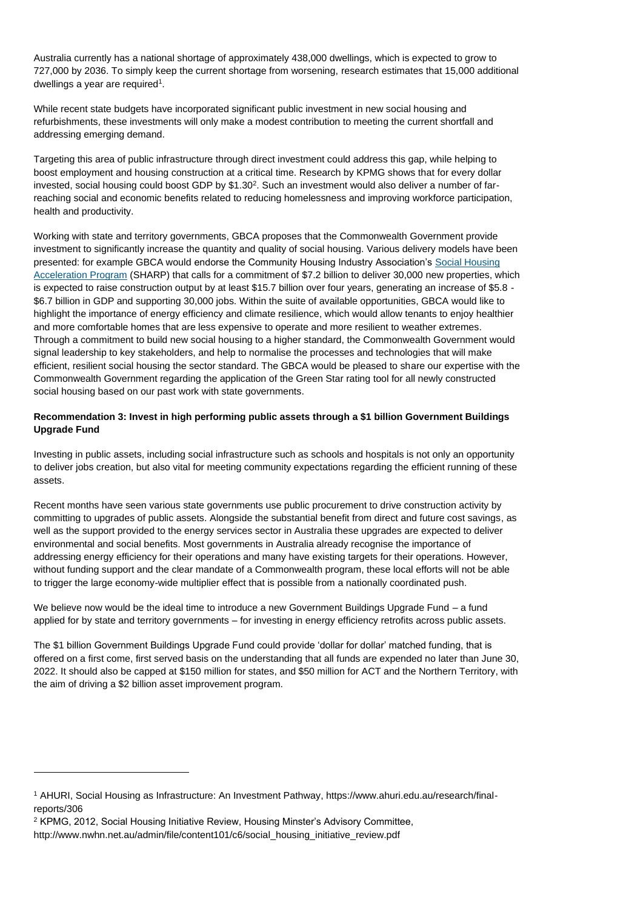Australia currently has a national shortage of approximately 438,000 dwellings, which is expected to grow to 727,000 by 2036. To simply keep the current shortage from worsening, research estimates that 15,000 additional dwellings a year are required[1].

While recent state budgets have incorporated significant public investment in new social housing and refurbishments, these investments will only make a modest contribution to meeting the current shortfall and addressing emerging demand.

Targeting this area of public infrastructure through direct investment could address this gap, while helping to boost employment and housing construction at a critical time. Research by KPMG shows that for every dollar invested, social housing could boost GDP by $1.30[2]. Such an investment would also deliver a number of far-reaching social and economic benefits related to reducing homelessness and improving workforce participation, health and productivity.

Working with state and territory governments, GBCA proposes that the Commonwealth Government provide investment to significantly increase the quantity and quality of social housing. Various delivery models have been presented: for example GBCA would endorse the Community Housing Industry Association's Social Housing Acceleration Program (SHARP) that calls for a commitment of $7.2 billion to deliver 30,000 new properties, which is expected to raise construction output by at least $15.7 billion over four years, generating an increase of $5.8 - $6.7 billion in GDP and supporting 30,000 jobs. Within the suite of available opportunities, GBCA would like to highlight the importance of energy efficiency and climate resilience, which would allow tenants to enjoy healthier and more comfortable homes that are less expensive to operate and more resilient to weather extremes. Through a commitment to build new social housing to a higher standard, the Commonwealth Government would signal leadership to key stakeholders, and help to normalise the processes and technologies that will make efficient, resilient social housing the sector standard. The GBCA would be pleased to share our expertise with the Commonwealth Government regarding the application of the Green Star rating tool for all newly constructed social housing based on our past work with state governments.

**Recommendation 3: Invest in high performing public assets through a $1 billion Government Buildings Upgrade Fund**

Investing in public assets, including social infrastructure such as schools and hospitals is not only an opportunity to deliver jobs creation, but also vital for meeting community expectations regarding the efficient running of these assets.

Recent months have seen various state governments use public procurement to drive construction activity by committing to upgrades of public assets. Alongside the substantial benefit from direct and future cost savings, as well as the support provided to the energy services sector in Australia these upgrades are expected to deliver environmental and social benefits. Most governments in Australia already recognise the importance of addressing energy efficiency for their operations and many have existing targets for their operations. However, without funding support and the clear mandate of a Commonwealth program, these local efforts will not be able to trigger the large economy-wide multiplier effect that is possible from a nationally coordinated push.

We believe now would be the ideal time to introduce a new Government Buildings Upgrade Fund – a fund applied for by state and territory governments – for investing in energy efficiency retrofits across public assets.

The $1 billion Government Buildings Upgrade Fund could provide 'dollar for dollar' matched funding, that is offered on a first come, first served basis on the understanding that all funds are expended no later than June 30, 2022. It should also be capped at $150 million for states, and $50 million for ACT and the Northern Territory, with the aim of driving a $2 billion asset improvement program.

---

[1] AHURI, Social Housing as Infrastructure: An Investment Pathway, https://www.ahuri.edu.au/research/final-reports/306

[2] KPMG, 2012, Social Housing Initiative Review, Housing Minster's Advisory Committee, http://www.nwhn.net.au/admin/file/content101/c6/social_housing_initiative_review.pdf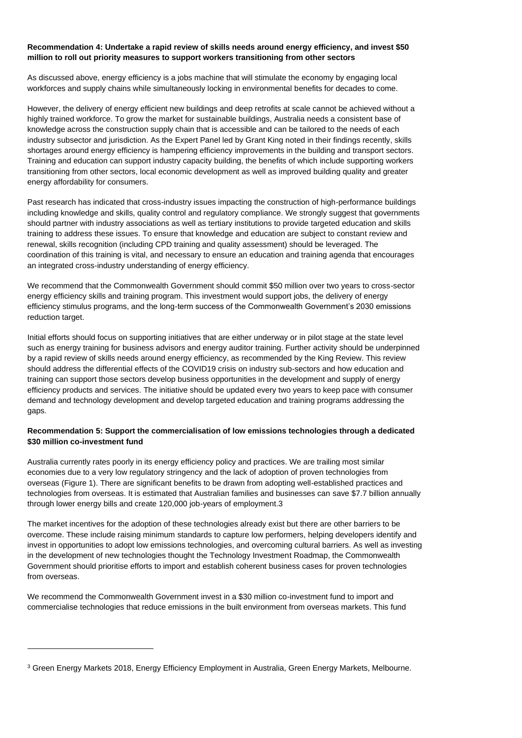**Recommendation 4: Undertake a rapid review of skills needs around energy efficiency, and invest $50 million to roll out priority measures to support workers transitioning from other sectors**

As discussed above, energy efficiency is a jobs machine that will stimulate the economy by engaging local workforces and supply chains while simultaneously locking in environmental benefits for decades to come.

However, the delivery of energy efficient new buildings and deep retrofits at scale cannot be achieved without a highly trained workforce. To grow the market for sustainable buildings, Australia needs a consistent base of knowledge across the construction supply chain that is accessible and can be tailored to the needs of each industry subsector and jurisdiction. As the Expert Panel led by Grant King noted in their findings recently, skills shortages around energy efficiency is hampering efficiency improvements in the building and transport sectors. Training and education can support industry capacity building, the benefits of which include supporting workers transitioning from other sectors, local economic development as well as improved building quality and greater energy affordability for consumers.

Past research has indicated that cross-industry issues impacting the construction of high-performance buildings including knowledge and skills, quality control and regulatory compliance. We strongly suggest that governments should partner with industry associations as well as tertiary institutions to provide targeted education and skills training to address these issues. To ensure that knowledge and education are subject to constant review and renewal, skills recognition (including CPD training and quality assessment) should be leveraged. The coordination of this training is vital, and necessary to ensure an education and training agenda that encourages an integrated cross-industry understanding of energy efficiency.

We recommend that the Commonwealth Government should commit $50 million over two years to cross-sector energy efficiency skills and training program. This investment would support jobs, the delivery of energy efficiency stimulus programs, and the long-term success of the Commonwealth Government's 2030 emissions reduction target.

Initial efforts should focus on supporting initiatives that are either underway or in pilot stage at the state level such as energy training for business advisors and energy auditor training. Further activity should be underpinned by a rapid review of skills needs around energy efficiency, as recommended by the King Review. This review should address the differential effects of the COVID19 crisis on industry sub-sectors and how education and training can support those sectors develop business opportunities in the development and supply of energy efficiency products and services. The initiative should be updated every two years to keep pace with consumer demand and technology development and develop targeted education and training programs addressing the gaps.

**Recommendation 5: Support the commercialisation of low emissions technologies through a dedicated $30 million co-investment fund**

Australia currently rates poorly in its energy efficiency policy and practices. We are trailing most similar economies due to a very low regulatory stringency and the lack of adoption of proven technologies from overseas (Figure 1). There are significant benefits to be drawn from adopting well-established practices and technologies from overseas. It is estimated that Australian families and businesses can save $7.7 billion annually through lower energy bills and create 120,000 job-years of employment.[3]

The market incentives for the adoption of these technologies already exist but there are other barriers to be overcome. These include raising minimum standards to capture low performers, helping developers identify and invest in opportunities to adopt low emissions technologies, and overcoming cultural barriers. As well as investing in the development of new technologies thought the Technology Investment Roadmap, the Commonwealth Government should prioritise efforts to import and establish coherent business cases for proven technologies from overseas.

We recommend the Commonwealth Government invest in a $30 million co-investment fund to import and commercialise technologies that reduce emissions in the built environment from overseas markets. This fund

[3] Green Energy Markets 2018, Energy Efficiency Employment in Australia, Green Energy Markets, Melbourne.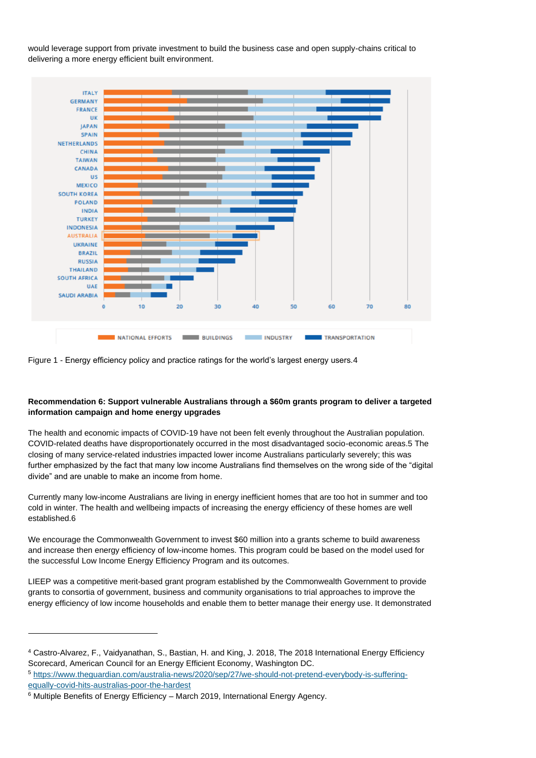would leverage support from private investment to build the business case and open supply-chains critical to delivering a more energy efficient built environment.

Figure 1 - Energy efficiency policy and practice ratings for the world's largest energy users.[4]

**Recommendation 6: Support vulnerable Australians through a $60m grants program to deliver a targeted information campaign and home energy upgrades**

The health and economic impacts of COVID-19 have not been felt evenly throughout the Australian population. COVID-related deaths have disproportionately occurred in the most disadvantaged socio-economic areas.[5] The closing of many service-related industries impacted lower income Australians particularly severely; this was further emphasized by the fact that many low income Australians find themselves on the wrong side of the "digital divide" and are unable to make an income from home.

Currently many low-income Australians are living in energy inefficient homes that are too hot in summer and too cold in winter. The health and wellbeing impacts of increasing the energy efficiency of these homes are well established.[6]

We encourage the Commonwealth Government to invest $60 million into a grants scheme to build awareness and increase then energy efficiency of low-income homes. This program could be based on the model used for the successful Low Income Energy Efficiency Program and its outcomes.

LIEEP was a competitive merit-based grant program established by the Commonwealth Government to provide grants to consortia of government, business and community organisations to trial approaches to improve the energy efficiency of low income households and enable them to better manage their energy use. It demonstrated

---

[4] Castro-Alvarez, F., Vaidyanathan, S., Bastian, H. and King, J. 2018, The 2018 International Energy Efficiency Scorecard, American Council for an Energy Efficient Economy, Washington DC.

[5] https://www.theguardian.com/australia-news/2020/sep/27/we-should-not-pretend-everybody-is-suffering-equally-covid-hits-australias-poor-the-hardest

[6] Multiple Benefits of Energy Efficiency – March 2019, International Energy Agency.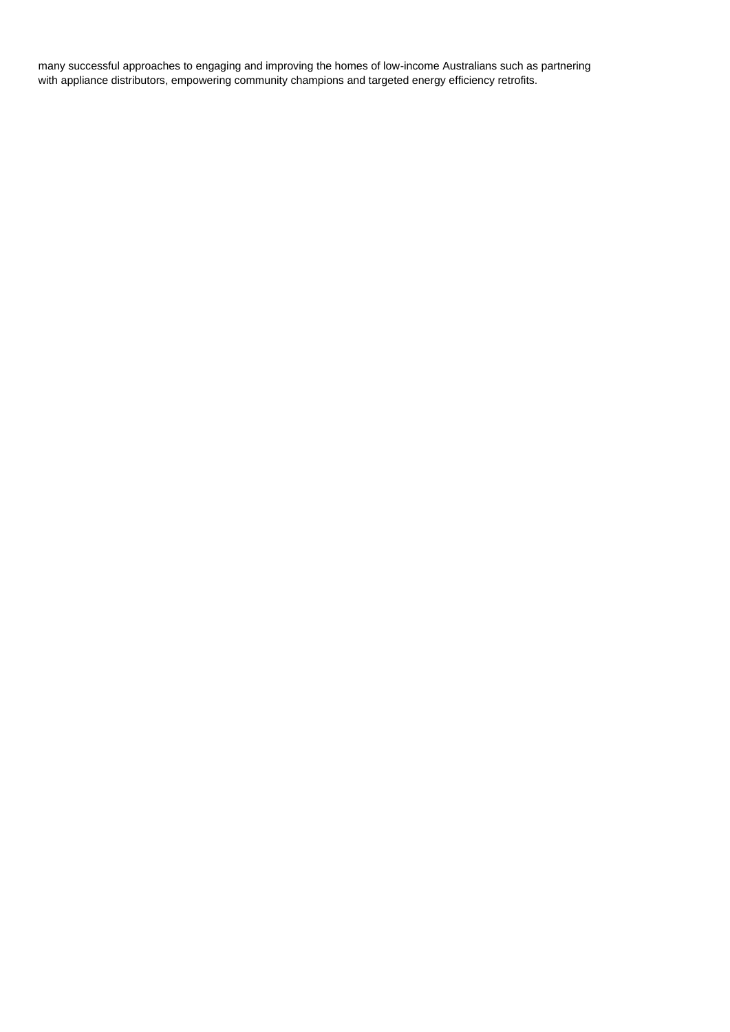many successful approaches to engaging and improving the homes of low-income Australians such as partnering with appliance distributors, empowering community champions and targeted energy efficiency retrofits.